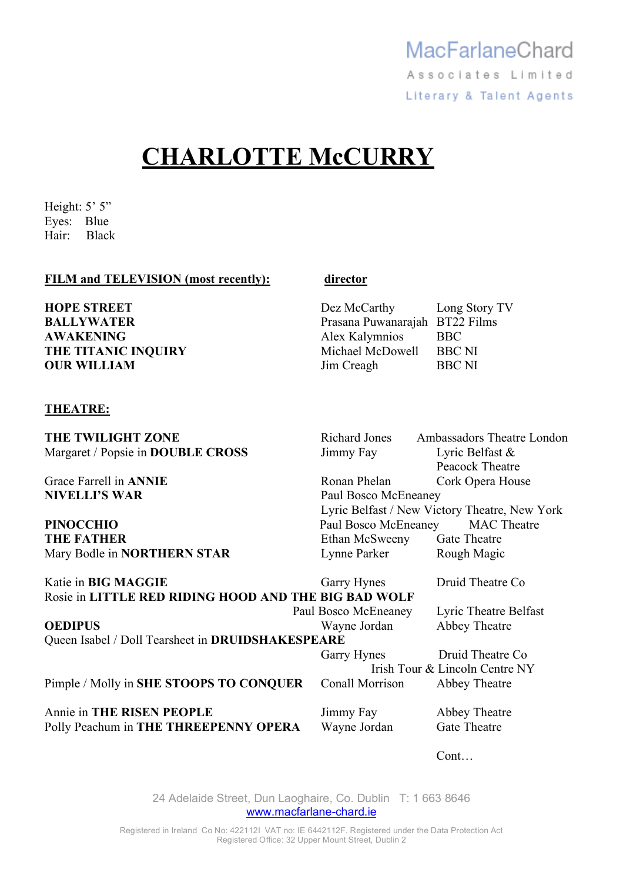MacFarlaneChard

Associates Limited

Literary & Talent Agents

# CHARLOTTE McCURRY

Height: 5' 5"
Eyes: Blue
Hair: Black

| FILM and TELEVISION (most recently): | director | |
|---|---|---|
| **HOPE STREET** | Dez McCarthy | Long Story TV |
| **BALLYWATER** | Prasana Puwanarajah | BT22 Films |
| **AWAKENING** | Alex Kalymnios | BBC |
| **THE TITANIC INQUIRY** | Michael McDowell | BBC NI |
| **OUR WILLIAM** | Jim Creagh | BBC NI |

| THEATRE: | | |
|---|---|---|
| **THE TWILIGHT ZONE** | Richard Jones | Ambassadors Theatre London |
| Margaret / Popsie in **DOUBLE CROSS** | Jimmy Fay | Lyric Belfast & Peacock Theatre |
| Grace Farrell in **ANNIE** | Ronan Phelan | Cork Opera House |
| **NIVELLI'S WAR** | Paul Bosco McEneaney | Lyric Belfast / New Victory Theatre, New York |
| **PINOCCHIO** | Paul Bosco McEneaney | MAC Theatre |
| **THE FATHER** | Ethan McSweeny | Gate Theatre |
| Mary Bodle in **NORTHERN STAR** | Lynne Parker | Rough Magic |
| Katie in **BIG MAGGIE** | Garry Hynes | Druid Theatre Co |
| Rosie in **LITTLE RED RIDING HOOD AND THE BIG BAD WOLF** | Paul Bosco McEneaney | Lyric Theatre Belfast |
| **OEDIPUS** | Wayne Jordan | Abbey Theatre |
| Queen Isabel / Doll Tearsheet in **DRUIDSHAKESPEARE** | Garry Hynes | Druid Theatre Co Irish Tour & Lincoln Centre NY |
| Pimple / Molly in **SHE STOOPS TO CONQUER** | Conall Morrison | Abbey Theatre |
| Annie in **THE RISEN PEOPLE** | Jimmy Fay | Abbey Theatre |
| Polly Peachum in **THE THREEPENNY OPERA** | Wayne Jordan | Gate Theatre |

Cont…

24 Adelaide Street, Dun Laoghaire, Co. Dublin T: 1 663 8646
www.macfarlane-chard.ie

Registered in Ireland Co No: 422112I VAT no: IE 6442112F. Registered under the Data Protection Act
Registered Office: 32 Upper Mount Street, Dublin 2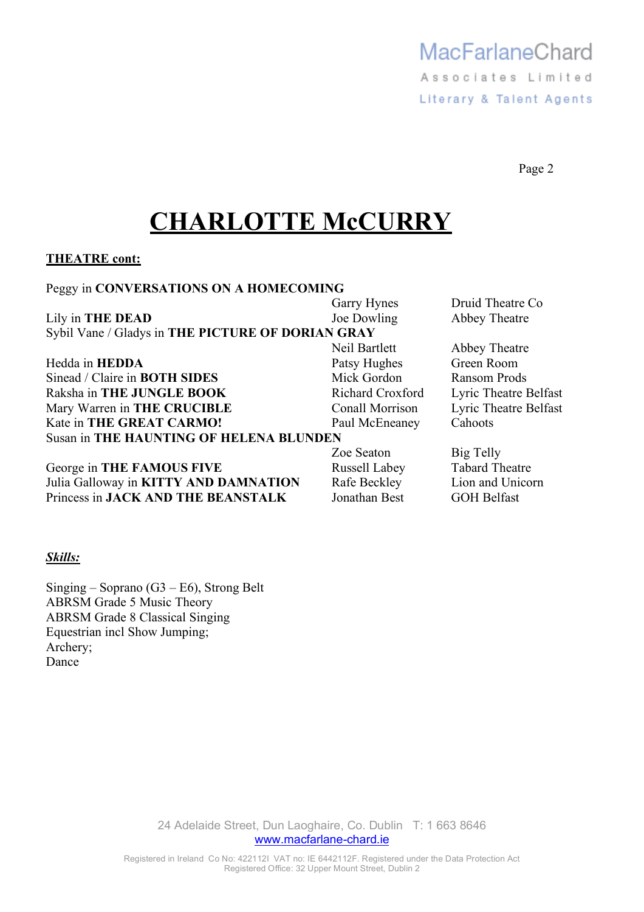# CHARLOTTE McCURRY

**THEATRE cont:**

| | | |
|---|---|---|
| Peggy in **CONVERSATIONS ON A HOMECOMING** | Garry Hynes | Druid Theatre Co |
| Lily in **THE DEAD** | Joe Dowling | Abbey Theatre |
| Sybil Vane / Gladys in **THE PICTURE OF DORIAN GRAY** | Neil Bartlett | Abbey Theatre |
| Hedda in **HEDDA** | Patsy Hughes | Green Room |
| Sinead / Claire in **BOTH SIDES** | Mick Gordon | Ransom Prods |
| Raksha in **THE JUNGLE BOOK** | Richard Croxford | Lyric Theatre Belfast |
| Mary Warren in **THE CRUCIBLE** | Conall Morrison | Lyric Theatre Belfast |
| Kate in **THE GREAT CARMO!** | Paul McEneaney | Cahoots |
| Susan in **THE HAUNTING OF HELENA BLUNDEN** | Zoe Seaton | Big Telly |
| George in **THE FAMOUS FIVE** | Russell Labey | Tabard Theatre |
| Julia Galloway in **KITTY AND DAMNATION** | Rafe Beckley | Lion and Unicorn |
| Princess in **JACK AND THE BEANSTALK** | Jonathan Best | GOH Belfast |

***Skills:***

Singing – Soprano (G3 – E6), Strong Belt
ABRSM Grade 5 Music Theory
ABRSM Grade 8 Classical Singing
Equestrian incl Show Jumping;
Archery;
Dance

24 Adelaide Street, Dun Laoghaire, Co. Dublin T: 1 663 8646
www.macfarlane-chard.ie

Registered in Ireland Co No: 422112I VAT no: IE 6442112F. Registered under the Data Protection Act
Registered Office: 32 Upper Mount Street, Dublin 2